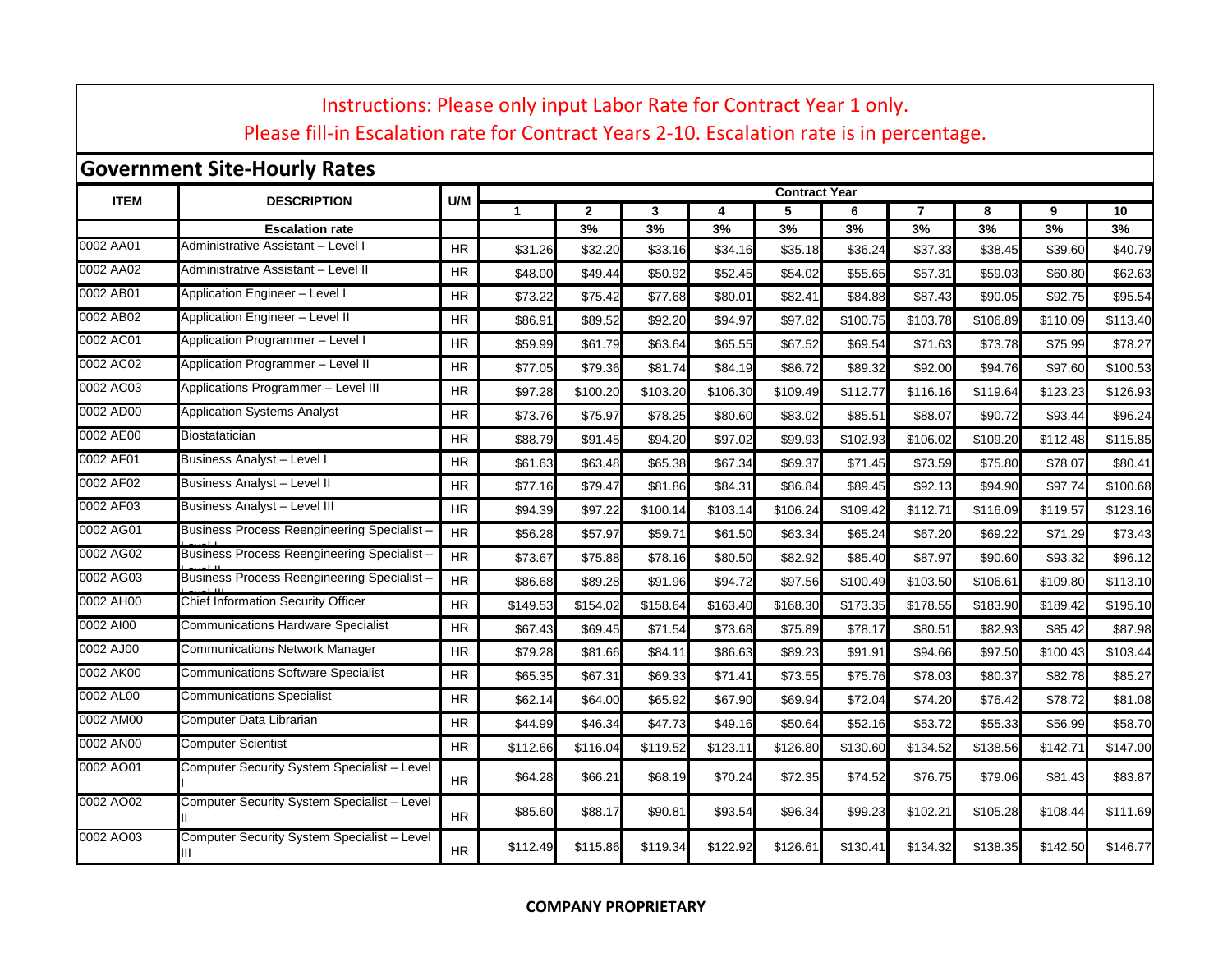Instructions: Please only input Labor Rate for Contract Year 1 only.
Please fill-in Escalation rate for Contract Years 2-10. Escalation rate is in percentage.

## Government Site-Hourly Rates

| ITEM | DESCRIPTION | U/M | Contract Year | | | | | | | | | |
|---|---|---|---|---|---|---|---|---|---|---|---|---|
| | | | 1 | 2 | 3 | 4 | 5 | 6 | 7 | 8 | 9 | 10 |
| | **Escalation rate** | | | 3% | 3% | 3% | 3% | 3% | 3% | 3% | 3% | 3% |
| 0002 AA01 | Administrative Assistant – Level I | HR | $31.26 | $32.20 | $33.16 | $34.16 | $35.18 | $36.24 | $37.33 | $38.45 | $39.60 | $40.79 |
| 0002 AA02 | Administrative Assistant – Level II | HR | $48.00 | $49.44 | $50.92 | $52.45 | $54.02 | $55.65 | $57.31 | $59.03 | $60.80 | $62.63 |
| 0002 AB01 | Application Engineer – Level I | HR | $73.22 | $75.42 | $77.68 | $80.01 | $82.41 | $84.88 | $87.43 | $90.05 | $92.75 | $95.54 |
| 0002 AB02 | Application Engineer – Level II | HR | $86.91 | $89.52 | $92.20 | $94.97 | $97.82 | $100.75 | $103.78 | $106.89 | $110.09 | $113.40 |
| 0002 AC01 | Application Programmer – Level I | HR | $59.99 | $61.79 | $63.64 | $65.55 | $67.52 | $69.54 | $71.63 | $73.78 | $75.99 | $78.27 |
| 0002 AC02 | Application Programmer – Level II | HR | $77.05 | $79.36 | $81.74 | $84.19 | $86.72 | $89.32 | $92.00 | $94.76 | $97.60 | $100.53 |
| 0002 AC03 | Applications Programmer – Level III | HR | $97.28 | $100.20 | $103.20 | $106.30 | $109.49 | $112.77 | $116.16 | $119.64 | $123.23 | $126.93 |
| 0002 AD00 | Application Systems Analyst | HR | $73.76 | $75.97 | $78.25 | $80.60 | $83.02 | $85.51 | $88.07 | $90.72 | $93.44 | $96.24 |
| 0002 AE00 | Biostatatician | HR | $88.79 | $91.45 | $94.20 | $97.02 | $99.93 | $102.93 | $106.02 | $109.20 | $112.48 | $115.85 |
| 0002 AF01 | Business Analyst – Level I | HR | $61.63 | $63.48 | $65.38 | $67.34 | $69.37 | $71.45 | $73.59 | $75.80 | $78.07 | $80.41 |
| 0002 AF02 | Business Analyst – Level II | HR | $77.16 | $79.47 | $81.86 | $84.31 | $86.84 | $89.45 | $92.13 | $94.90 | $97.74 | $100.68 |
| 0002 AF03 | Business Analyst – Level III | HR | $94.39 | $97.22 | $100.14 | $103.14 | $106.24 | $109.42 | $112.71 | $116.09 | $119.57 | $123.16 |
| 0002 AG01 | Business Process Reengineering Specialist – Level I | HR | $56.28 | $57.97 | $59.71 | $61.50 | $63.34 | $65.24 | $67.20 | $69.22 | $71.29 | $73.43 |
| 0002 AG02 | Business Process Reengineering Specialist – Level II | HR | $73.67 | $75.88 | $78.16 | $80.50 | $82.92 | $85.40 | $87.97 | $90.60 | $93.32 | $96.12 |
| 0002 AG03 | Business Process Reengineering Specialist – Level III | HR | $86.68 | $89.28 | $91.96 | $94.72 | $97.56 | $100.49 | $103.50 | $106.61 | $109.80 | $113.10 |
| 0002 AH00 | Chief Information Security Officer | HR | $149.53 | $154.02 | $158.64 | $163.40 | $168.30 | $173.35 | $178.55 | $183.90 | $189.42 | $195.10 |
| 0002 AI00 | Communications Hardware Specialist | HR | $67.43 | $69.45 | $71.54 | $73.68 | $75.89 | $78.17 | $80.51 | $82.93 | $85.42 | $87.98 |
| 0002 AJ00 | Communications Network Manager | HR | $79.28 | $81.66 | $84.11 | $86.63 | $89.23 | $91.91 | $94.66 | $97.50 | $100.43 | $103.44 |
| 0002 AK00 | Communications Software Specialist | HR | $65.35 | $67.31 | $69.33 | $71.41 | $73.55 | $75.76 | $78.03 | $80.37 | $82.78 | $85.27 |
| 0002 AL00 | Communications Specialist | HR | $62.14 | $64.00 | $65.92 | $67.90 | $69.94 | $72.04 | $74.20 | $76.42 | $78.72 | $81.08 |
| 0002 AM00 | Computer Data Librarian | HR | $44.99 | $46.34 | $47.73 | $49.16 | $50.64 | $52.16 | $53.72 | $55.33 | $56.99 | $58.70 |
| 0002 AN00 | Computer Scientist | HR | $112.66 | $116.04 | $119.52 | $123.11 | $126.80 | $130.60 | $134.52 | $138.56 | $142.71 | $147.00 |
| 0002 AO01 | Computer Security System Specialist – Level I | HR | $64.28 | $66.21 | $68.19 | $70.24 | $72.35 | $74.52 | $76.75 | $79.06 | $81.43 | $83.87 |
| 0002 AO02 | Computer Security System Specialist – Level II | HR | $85.60 | $88.17 | $90.81 | $93.54 | $96.34 | $99.23 | $102.21 | $105.28 | $108.44 | $111.69 |
| 0002 AO03 | Computer Security System Specialist – Level III | HR | $112.49 | $115.86 | $119.34 | $122.92 | $126.61 | $130.41 | $134.32 | $138.35 | $142.50 | $146.77 |

**COMPANY PROPRIETARY**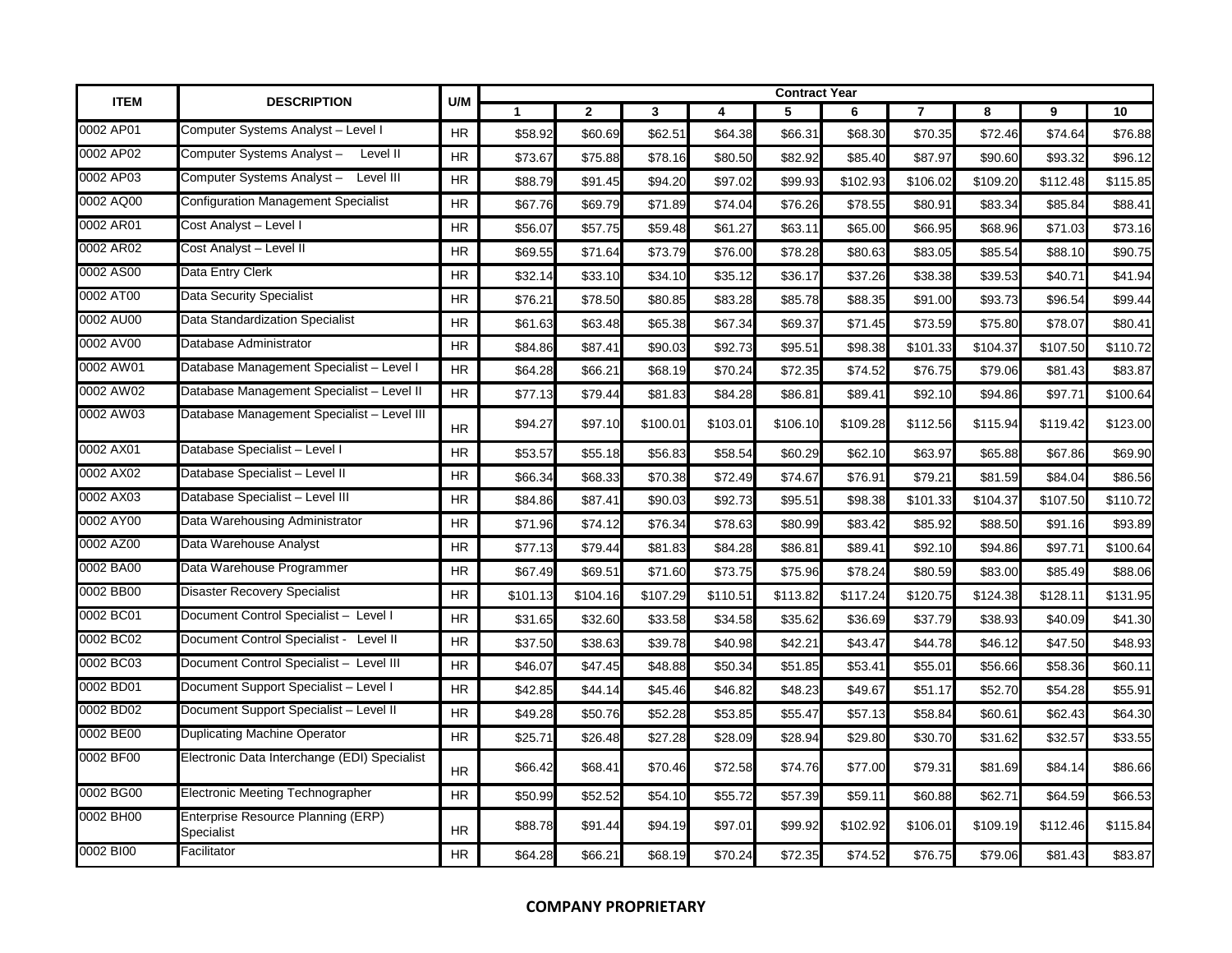| ITEM | DESCRIPTION | U/M | Contract Year | | | | | | | | | |
|---|---|---|---|---|---|---|---|---|---|---|---|---|
| | | | 1 | 2 | 3 | 4 | 5 | 6 | 7 | 8 | 9 | 10 |
| 0002 AP01 | Computer Systems Analyst – Level I | HR | $58.92 | $60.69 | $62.51 | $64.38 | $66.31 | $68.30 | $70.35 | $72.46 | $74.64 | $76.88 |
| 0002 AP02 | Computer Systems Analyst – Level II | HR | $73.67 | $75.88 | $78.16 | $80.50 | $82.92 | $85.40 | $87.97 | $90.60 | $93.32 | $96.12 |
| 0002 AP03 | Computer Systems Analyst – Level III | HR | $88.79 | $91.45 | $94.20 | $97.02 | $99.93 | $102.93 | $106.02 | $109.20 | $112.48 | $115.85 |
| 0002 AQ00 | Configuration Management Specialist | HR | $67.76 | $69.79 | $71.89 | $74.04 | $76.26 | $78.55 | $80.91 | $83.34 | $85.84 | $88.41 |
| 0002 AR01 | Cost Analyst – Level I | HR | $56.07 | $57.75 | $59.48 | $61.27 | $63.11 | $65.00 | $66.95 | $68.96 | $71.03 | $73.16 |
| 0002 AR02 | Cost Analyst – Level II | HR | $69.55 | $71.64 | $73.79 | $76.00 | $78.28 | $80.63 | $83.05 | $85.54 | $88.10 | $90.75 |
| 0002 AS00 | Data Entry Clerk | HR | $32.14 | $33.10 | $34.10 | $35.12 | $36.17 | $37.26 | $38.38 | $39.53 | $40.71 | $41.94 |
| 0002 AT00 | Data Security Specialist | HR | $76.21 | $78.50 | $80.85 | $83.28 | $85.78 | $88.35 | $91.00 | $93.73 | $96.54 | $99.44 |
| 0002 AU00 | Data Standardization Specialist | HR | $61.63 | $63.48 | $65.38 | $67.34 | $69.37 | $71.45 | $73.59 | $75.80 | $78.07 | $80.41 |
| 0002 AV00 | Database Administrator | HR | $84.86 | $87.41 | $90.03 | $92.73 | $95.51 | $98.38 | $101.33 | $104.37 | $107.50 | $110.72 |
| 0002 AW01 | Database Management Specialist – Level I | HR | $64.28 | $66.21 | $68.19 | $70.24 | $72.35 | $74.52 | $76.75 | $79.06 | $81.43 | $83.87 |
| 0002 AW02 | Database Management Specialist – Level II | HR | $77.13 | $79.44 | $81.83 | $84.28 | $86.81 | $89.41 | $92.10 | $94.86 | $97.71 | $100.64 |
| 0002 AW03 | Database Management Specialist – Level III | HR | $94.27 | $97.10 | $100.01 | $103.01 | $106.10 | $109.28 | $112.56 | $115.94 | $119.42 | $123.00 |
| 0002 AX01 | Database Specialist – Level I | HR | $53.57 | $55.18 | $56.83 | $58.54 | $60.29 | $62.10 | $63.97 | $65.88 | $67.86 | $69.90 |
| 0002 AX02 | Database Specialist – Level II | HR | $66.34 | $68.33 | $70.38 | $72.49 | $74.67 | $76.91 | $79.21 | $81.59 | $84.04 | $86.56 |
| 0002 AX03 | Database Specialist – Level III | HR | $84.86 | $87.41 | $90.03 | $92.73 | $95.51 | $98.38 | $101.33 | $104.37 | $107.50 | $110.72 |
| 0002 AY00 | Data Warehousing Administrator | HR | $71.96 | $74.12 | $76.34 | $78.63 | $80.99 | $83.42 | $85.92 | $88.50 | $91.16 | $93.89 |
| 0002 AZ00 | Data Warehouse Analyst | HR | $77.13 | $79.44 | $81.83 | $84.28 | $86.81 | $89.41 | $92.10 | $94.86 | $97.71 | $100.64 |
| 0002 BA00 | Data Warehouse Programmer | HR | $67.49 | $69.51 | $71.60 | $73.75 | $75.96 | $78.24 | $80.59 | $83.00 | $85.49 | $88.06 |
| 0002 BB00 | Disaster Recovery Specialist | HR | $101.13 | $104.16 | $107.29 | $110.51 | $113.82 | $117.24 | $120.75 | $124.38 | $128.11 | $131.95 |
| 0002 BC01 | Document Control Specialist – Level I | HR | $31.65 | $32.60 | $33.58 | $34.58 | $35.62 | $36.69 | $37.79 | $38.93 | $40.09 | $41.30 |
| 0002 BC02 | Document Control Specialist - Level II | HR | $37.50 | $38.63 | $39.78 | $40.98 | $42.21 | $43.47 | $44.78 | $46.12 | $47.50 | $48.93 |
| 0002 BC03 | Document Control Specialist – Level III | HR | $46.07 | $47.45 | $48.88 | $50.34 | $51.85 | $53.41 | $55.01 | $56.66 | $58.36 | $60.11 |
| 0002 BD01 | Document Support Specialist – Level I | HR | $42.85 | $44.14 | $45.46 | $46.82 | $48.23 | $49.67 | $51.17 | $52.70 | $54.28 | $55.91 |
| 0002 BD02 | Document Support Specialist – Level II | HR | $49.28 | $50.76 | $52.28 | $53.85 | $55.47 | $57.13 | $58.84 | $60.61 | $62.43 | $64.30 |
| 0002 BE00 | Duplicating Machine Operator | HR | $25.71 | $26.48 | $27.28 | $28.09 | $28.94 | $29.80 | $30.70 | $31.62 | $32.57 | $33.55 |
| 0002 BF00 | Electronic Data Interchange (EDI) Specialist | HR | $66.42 | $68.41 | $70.46 | $72.58 | $74.76 | $77.00 | $79.31 | $81.69 | $84.14 | $86.66 |
| 0002 BG00 | Electronic Meeting Technographer | HR | $50.99 | $52.52 | $54.10 | $55.72 | $57.39 | $59.11 | $60.88 | $62.71 | $64.59 | $66.53 |
| 0002 BH00 | Enterprise Resource Planning (ERP) Specialist | HR | $88.78 | $91.44 | $94.19 | $97.01 | $99.92 | $102.92 | $106.01 | $109.19 | $112.46 | $115.84 |
| 0002 BI00 | Facilitator | HR | $64.28 | $66.21 | $68.19 | $70.24 | $72.35 | $74.52 | $76.75 | $79.06 | $81.43 | $83.87 |

**COMPANY PROPRIETARY**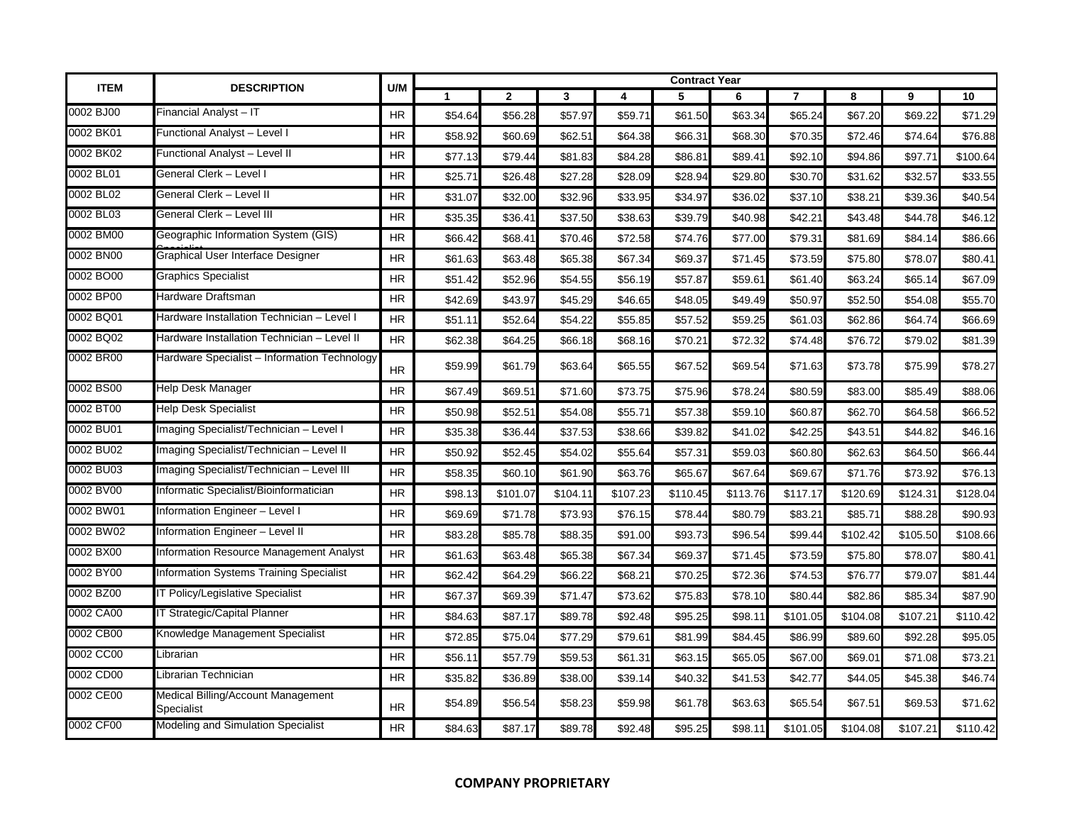| ITEM | DESCRIPTION | U/M | Contract Year | | | | | | | | | |
|---|---|---|---|---|---|---|---|---|---|---|---|---|
| | | | 1 | 2 | 3 | 4 | 5 | 6 | 7 | 8 | 9 | 10 |
| 0002 BJ00 | Financial Analyst – IT | HR | $54.64 | $56.28 | $57.97 | $59.71 | $61.50 | $63.34 | $65.24 | $67.20 | $69.22 | $71.29 |
| 0002 BK01 | Functional Analyst – Level I | HR | $58.92 | $60.69 | $62.51 | $64.38 | $66.31 | $68.30 | $70.35 | $72.46 | $74.64 | $76.88 |
| 0002 BK02 | Functional Analyst – Level II | HR | $77.13 | $79.44 | $81.83 | $84.28 | $86.81 | $89.41 | $92.10 | $94.86 | $97.71 | $100.64 |
| 0002 BL01 | General Clerk – Level I | HR | $25.71 | $26.48 | $27.28 | $28.09 | $28.94 | $29.80 | $30.70 | $31.62 | $32.57 | $33.55 |
| 0002 BL02 | General Clerk – Level II | HR | $31.07 | $32.00 | $32.96 | $33.95 | $34.97 | $36.02 | $37.10 | $38.21 | $39.36 | $40.54 |
| 0002 BL03 | General Clerk – Level III | HR | $35.35 | $36.41 | $37.50 | $38.63 | $39.79 | $40.98 | $42.21 | $43.48 | $44.78 | $46.12 |
| 0002 BM00 | Geographic Information System (GIS) Specialist | HR | $66.42 | $68.41 | $70.46 | $72.58 | $74.76 | $77.00 | $79.31 | $81.69 | $84.14 | $86.66 |
| 0002 BN00 | Graphical User Interface Designer | HR | $61.63 | $63.48 | $65.38 | $67.34 | $69.37 | $71.45 | $73.59 | $75.80 | $78.07 | $80.41 |
| 0002 BO00 | Graphics Specialist | HR | $51.42 | $52.96 | $54.55 | $56.19 | $57.87 | $59.61 | $61.40 | $63.24 | $65.14 | $67.09 |
| 0002 BP00 | Hardware Draftsman | HR | $42.69 | $43.97 | $45.29 | $46.65 | $48.05 | $49.49 | $50.97 | $52.50 | $54.08 | $55.70 |
| 0002 BQ01 | Hardware Installation Technician – Level I | HR | $51.11 | $52.64 | $54.22 | $55.85 | $57.52 | $59.25 | $61.03 | $62.86 | $64.74 | $66.69 |
| 0002 BQ02 | Hardware Installation Technician – Level II | HR | $62.38 | $64.25 | $66.18 | $68.16 | $70.21 | $72.32 | $74.48 | $76.72 | $79.02 | $81.39 |
| 0002 BR00 | Hardware Specialist – Information Technology | HR | $59.99 | $61.79 | $63.64 | $65.55 | $67.52 | $69.54 | $71.63 | $73.78 | $75.99 | $78.27 |
| 0002 BS00 | Help Desk Manager | HR | $67.49 | $69.51 | $71.60 | $73.75 | $75.96 | $78.24 | $80.59 | $83.00 | $85.49 | $88.06 |
| 0002 BT00 | Help Desk Specialist | HR | $50.98 | $52.51 | $54.08 | $55.71 | $57.38 | $59.10 | $60.87 | $62.70 | $64.58 | $66.52 |
| 0002 BU01 | Imaging Specialist/Technician – Level I | HR | $35.38 | $36.44 | $37.53 | $38.66 | $39.82 | $41.02 | $42.25 | $43.51 | $44.82 | $46.16 |
| 0002 BU02 | Imaging Specialist/Technician – Level II | HR | $50.92 | $52.45 | $54.02 | $55.64 | $57.31 | $59.03 | $60.80 | $62.63 | $64.50 | $66.44 |
| 0002 BU03 | Imaging Specialist/Technician – Level III | HR | $58.35 | $60.10 | $61.90 | $63.76 | $65.67 | $67.64 | $69.67 | $71.76 | $73.92 | $76.13 |
| 0002 BV00 | Informatic Specialist/Bioinformatician | HR | $98.13 | $101.07 | $104.11 | $107.23 | $110.45 | $113.76 | $117.17 | $120.69 | $124.31 | $128.04 |
| 0002 BW01 | Information Engineer – Level I | HR | $69.69 | $71.78 | $73.93 | $76.15 | $78.44 | $80.79 | $83.21 | $85.71 | $88.28 | $90.93 |
| 0002 BW02 | Information Engineer – Level II | HR | $83.28 | $85.78 | $88.35 | $91.00 | $93.73 | $96.54 | $99.44 | $102.42 | $105.50 | $108.66 |
| 0002 BX00 | Information Resource Management Analyst | HR | $61.63 | $63.48 | $65.38 | $67.34 | $69.37 | $71.45 | $73.59 | $75.80 | $78.07 | $80.41 |
| 0002 BY00 | Information Systems Training Specialist | HR | $62.42 | $64.29 | $66.22 | $68.21 | $70.25 | $72.36 | $74.53 | $76.77 | $79.07 | $81.44 |
| 0002 BZ00 | IT Policy/Legislative Specialist | HR | $67.37 | $69.39 | $71.47 | $73.62 | $75.83 | $78.10 | $80.44 | $82.86 | $85.34 | $87.90 |
| 0002 CA00 | IT Strategic/Capital Planner | HR | $84.63 | $87.17 | $89.78 | $92.48 | $95.25 | $98.11 | $101.05 | $104.08 | $107.21 | $110.42 |
| 0002 CB00 | Knowledge Management Specialist | HR | $72.85 | $75.04 | $77.29 | $79.61 | $81.99 | $84.45 | $86.99 | $89.60 | $92.28 | $95.05 |
| 0002 CC00 | Librarian | HR | $56.11 | $57.79 | $59.53 | $61.31 | $63.15 | $65.05 | $67.00 | $69.01 | $71.08 | $73.21 |
| 0002 CD00 | Librarian Technician | HR | $35.82 | $36.89 | $38.00 | $39.14 | $40.32 | $41.53 | $42.77 | $44.05 | $45.38 | $46.74 |
| 0002 CE00 | Medical Billing/Account Management Specialist | HR | $54.89 | $56.54 | $58.23 | $59.98 | $61.78 | $63.63 | $65.54 | $67.51 | $69.53 | $71.62 |
| 0002 CF00 | Modeling and Simulation Specialist | HR | $84.63 | $87.17 | $89.78 | $92.48 | $95.25 | $98.11 | $101.05 | $104.08 | $107.21 | $110.42 |

**COMPANY PROPRIETARY**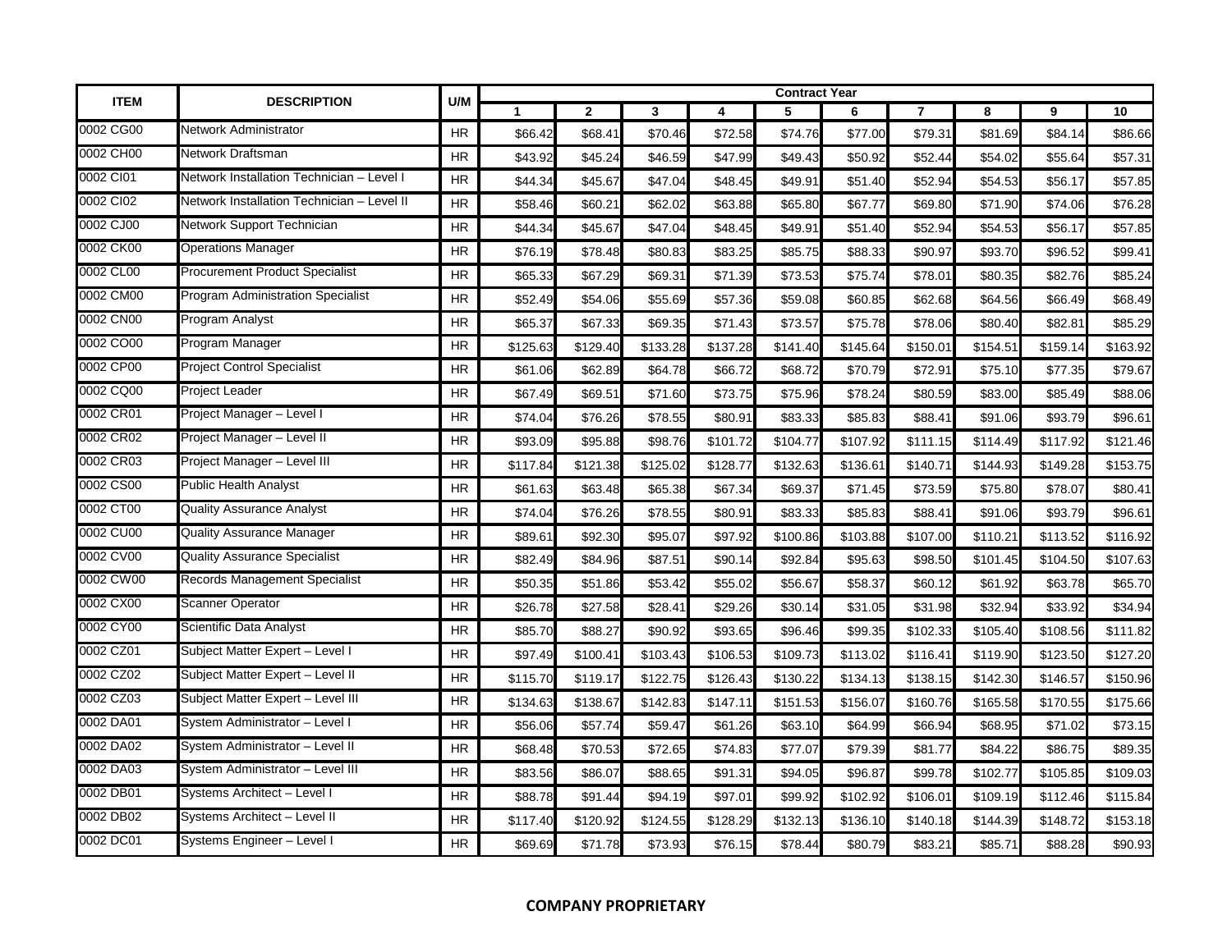| ITEM | DESCRIPTION | U/M | Contract Year | | | | | | | | | |
|---|---|---|---|---|---|---|---|---|---|---|---|---|
| | | | 1 | 2 | 3 | 4 | 5 | 6 | 7 | 8 | 9 | 10 |
| 0002 CG00 | Network Administrator | HR | $66.42 | $68.41 | $70.46 | $72.58 | $74.76 | $77.00 | $79.31 | $81.69 | $84.14 | $86.66 |
| 0002 CH00 | Network Draftsman | HR | $43.92 | $45.24 | $46.59 | $47.99 | $49.43 | $50.92 | $52.44 | $54.02 | $55.64 | $57.31 |
| 0002 CI01 | Network Installation Technician – Level I | HR | $44.34 | $45.67 | $47.04 | $48.45 | $49.91 | $51.40 | $52.94 | $54.53 | $56.17 | $57.85 |
| 0002 CI02 | Network Installation Technician – Level II | HR | $58.46 | $60.21 | $62.02 | $63.88 | $65.80 | $67.77 | $69.80 | $71.90 | $74.06 | $76.28 |
| 0002 CJ00 | Network Support Technician | HR | $44.34 | $45.67 | $47.04 | $48.45 | $49.91 | $51.40 | $52.94 | $54.53 | $56.17 | $57.85 |
| 0002 CK00 | Operations Manager | HR | $76.19 | $78.48 | $80.83 | $83.25 | $85.75 | $88.33 | $90.97 | $93.70 | $96.52 | $99.41 |
| 0002 CL00 | Procurement Product Specialist | HR | $65.33 | $67.29 | $69.31 | $71.39 | $73.53 | $75.74 | $78.01 | $80.35 | $82.76 | $85.24 |
| 0002 CM00 | Program Administration Specialist | HR | $52.49 | $54.06 | $55.69 | $57.36 | $59.08 | $60.85 | $62.68 | $64.56 | $66.49 | $68.49 |
| 0002 CN00 | Program Analyst | HR | $65.37 | $67.33 | $69.35 | $71.43 | $73.57 | $75.78 | $78.06 | $80.40 | $82.81 | $85.29 |
| 0002 CO00 | Program Manager | HR | $125.63 | $129.40 | $133.28 | $137.28 | $141.40 | $145.64 | $150.01 | $154.51 | $159.14 | $163.92 |
| 0002 CP00 | Project Control Specialist | HR | $61.06 | $62.89 | $64.78 | $66.72 | $68.72 | $70.79 | $72.91 | $75.10 | $77.35 | $79.67 |
| 0002 CQ00 | Project Leader | HR | $67.49 | $69.51 | $71.60 | $73.75 | $75.96 | $78.24 | $80.59 | $83.00 | $85.49 | $88.06 |
| 0002 CR01 | Project Manager – Level I | HR | $74.04 | $76.26 | $78.55 | $80.91 | $83.33 | $85.83 | $88.41 | $91.06 | $93.79 | $96.61 |
| 0002 CR02 | Project Manager – Level II | HR | $93.09 | $95.88 | $98.76 | $101.72 | $104.77 | $107.92 | $111.15 | $114.49 | $117.92 | $121.46 |
| 0002 CR03 | Project Manager – Level III | HR | $117.84 | $121.38 | $125.02 | $128.77 | $132.63 | $136.61 | $140.71 | $144.93 | $149.28 | $153.75 |
| 0002 CS00 | Public Health Analyst | HR | $61.63 | $63.48 | $65.38 | $67.34 | $69.37 | $71.45 | $73.59 | $75.80 | $78.07 | $80.41 |
| 0002 CT00 | Quality Assurance Analyst | HR | $74.04 | $76.26 | $78.55 | $80.91 | $83.33 | $85.83 | $88.41 | $91.06 | $93.79 | $96.61 |
| 0002 CU00 | Quality Assurance Manager | HR | $89.61 | $92.30 | $95.07 | $97.92 | $100.86 | $103.88 | $107.00 | $110.21 | $113.52 | $116.92 |
| 0002 CV00 | Quality Assurance Specialist | HR | $82.49 | $84.96 | $87.51 | $90.14 | $92.84 | $95.63 | $98.50 | $101.45 | $104.50 | $107.63 |
| 0002 CW00 | Records Management Specialist | HR | $50.35 | $51.86 | $53.42 | $55.02 | $56.67 | $58.37 | $60.12 | $61.92 | $63.78 | $65.70 |
| 0002 CX00 | Scanner Operator | HR | $26.78 | $27.58 | $28.41 | $29.26 | $30.14 | $31.05 | $31.98 | $32.94 | $33.92 | $34.94 |
| 0002 CY00 | Scientific Data Analyst | HR | $85.70 | $88.27 | $90.92 | $93.65 | $96.46 | $99.35 | $102.33 | $105.40 | $108.56 | $111.82 |
| 0002 CZ01 | Subject Matter Expert – Level I | HR | $97.49 | $100.41 | $103.43 | $106.53 | $109.73 | $113.02 | $116.41 | $119.90 | $123.50 | $127.20 |
| 0002 CZ02 | Subject Matter Expert – Level II | HR | $115.70 | $119.17 | $122.75 | $126.43 | $130.22 | $134.13 | $138.15 | $142.30 | $146.57 | $150.96 |
| 0002 CZ03 | Subject Matter Expert – Level III | HR | $134.63 | $138.67 | $142.83 | $147.11 | $151.53 | $156.07 | $160.76 | $165.58 | $170.55 | $175.66 |
| 0002 DA01 | System Administrator – Level I | HR | $56.06 | $57.74 | $59.47 | $61.26 | $63.10 | $64.99 | $66.94 | $68.95 | $71.02 | $73.15 |
| 0002 DA02 | System Administrator – Level II | HR | $68.48 | $70.53 | $72.65 | $74.83 | $77.07 | $79.39 | $81.77 | $84.22 | $86.75 | $89.35 |
| 0002 DA03 | System Administrator – Level III | HR | $83.56 | $86.07 | $88.65 | $91.31 | $94.05 | $96.87 | $99.78 | $102.77 | $105.85 | $109.03 |
| 0002 DB01 | Systems Architect – Level I | HR | $88.78 | $91.44 | $94.19 | $97.01 | $99.92 | $102.92 | $106.01 | $109.19 | $112.46 | $115.84 |
| 0002 DB02 | Systems Architect – Level II | HR | $117.40 | $120.92 | $124.55 | $128.29 | $132.13 | $136.10 | $140.18 | $144.39 | $148.72 | $153.18 |
| 0002 DC01 | Systems Engineer – Level I | HR | $69.69 | $71.78 | $73.93 | $76.15 | $78.44 | $80.79 | $83.21 | $85.71 | $88.28 | $90.93 |

**COMPANY PROPRIETARY**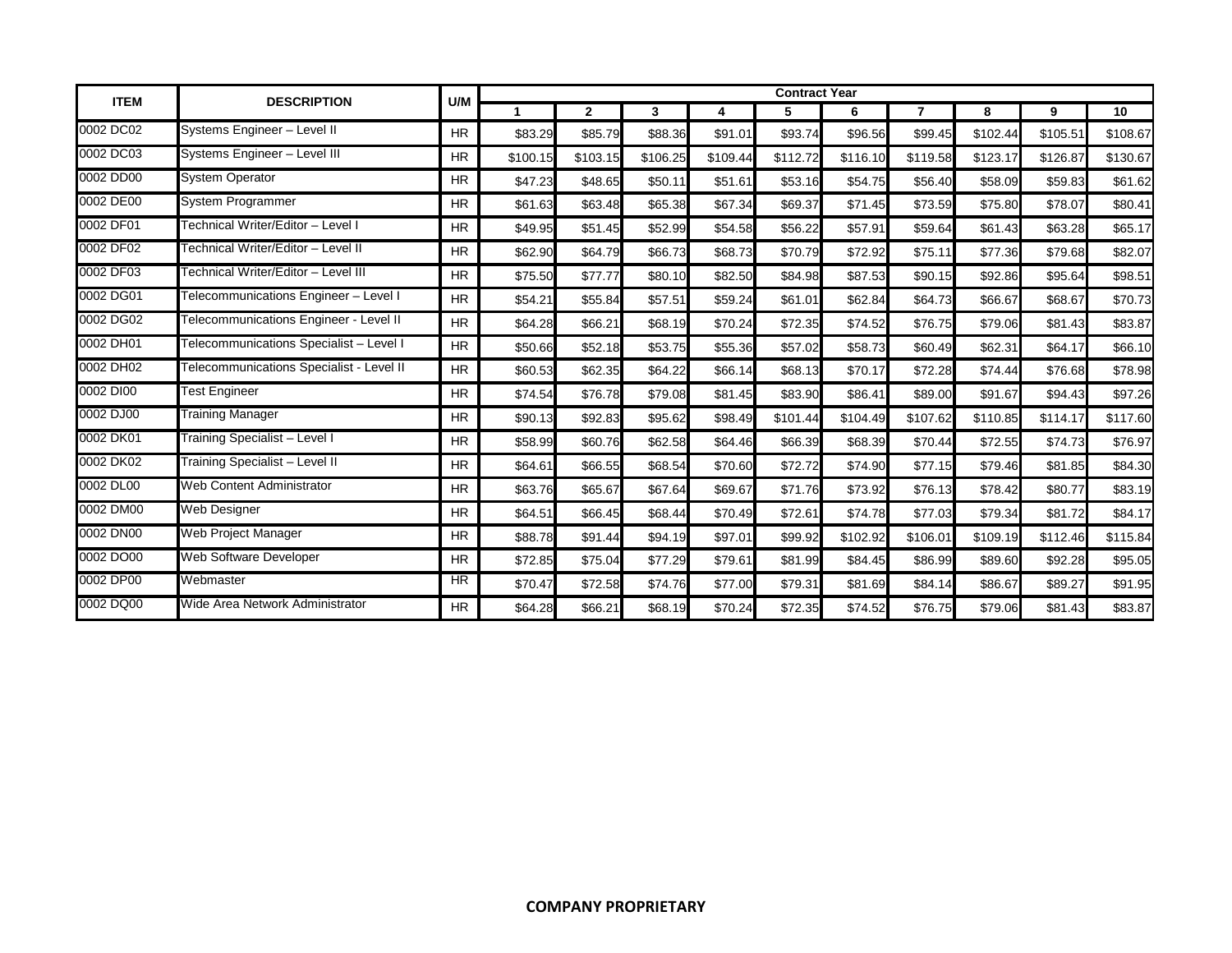| ITEM | DESCRIPTION | U/M | Contract Year | | | | | | | | | |
|---|---|---|---|---|---|---|---|---|---|---|---|---|
| | | | 1 | 2 | 3 | 4 | 5 | 6 | 7 | 8 | 9 | 10 |
| 0002 DC02 | Systems Engineer – Level II | HR | $83.29 | $85.79 | $88.36 | $91.01 | $93.74 | $96.56 | $99.45 | $102.44 | $105.51 | $108.67 |
| 0002 DC03 | Systems Engineer – Level III | HR | $100.15 | $103.15 | $106.25 | $109.44 | $112.72 | $116.10 | $119.58 | $123.17 | $126.87 | $130.67 |
| 0002 DD00 | System Operator | HR | $47.23 | $48.65 | $50.11 | $51.61 | $53.16 | $54.75 | $56.40 | $58.09 | $59.83 | $61.62 |
| 0002 DE00 | System Programmer | HR | $61.63 | $63.48 | $65.38 | $67.34 | $69.37 | $71.45 | $73.59 | $75.80 | $78.07 | $80.41 |
| 0002 DF01 | Technical Writer/Editor – Level I | HR | $49.95 | $51.45 | $52.99 | $54.58 | $56.22 | $57.91 | $59.64 | $61.43 | $63.28 | $65.17 |
| 0002 DF02 | Technical Writer/Editor – Level II | HR | $62.90 | $64.79 | $66.73 | $68.73 | $70.79 | $72.92 | $75.11 | $77.36 | $79.68 | $82.07 |
| 0002 DF03 | Technical Writer/Editor – Level III | HR | $75.50 | $77.77 | $80.10 | $82.50 | $84.98 | $87.53 | $90.15 | $92.86 | $95.64 | $98.51 |
| 0002 DG01 | Telecommunications Engineer – Level I | HR | $54.21 | $55.84 | $57.51 | $59.24 | $61.01 | $62.84 | $64.73 | $66.67 | $68.67 | $70.73 |
| 0002 DG02 | Telecommunications Engineer - Level II | HR | $64.28 | $66.21 | $68.19 | $70.24 | $72.35 | $74.52 | $76.75 | $79.06 | $81.43 | $83.87 |
| 0002 DH01 | Telecommunications Specialist – Level I | HR | $50.66 | $52.18 | $53.75 | $55.36 | $57.02 | $58.73 | $60.49 | $62.31 | $64.17 | $66.10 |
| 0002 DH02 | Telecommunications Specialist - Level II | HR | $60.53 | $62.35 | $64.22 | $66.14 | $68.13 | $70.17 | $72.28 | $74.44 | $76.68 | $78.98 |
| 0002 DI00 | Test Engineer | HR | $74.54 | $76.78 | $79.08 | $81.45 | $83.90 | $86.41 | $89.00 | $91.67 | $94.43 | $97.26 |
| 0002 DJ00 | Training Manager | HR | $90.13 | $92.83 | $95.62 | $98.49 | $101.44 | $104.49 | $107.62 | $110.85 | $114.17 | $117.60 |
| 0002 DK01 | Training Specialist – Level I | HR | $58.99 | $60.76 | $62.58 | $64.46 | $66.39 | $68.39 | $70.44 | $72.55 | $74.73 | $76.97 |
| 0002 DK02 | Training Specialist – Level II | HR | $64.61 | $66.55 | $68.54 | $70.60 | $72.72 | $74.90 | $77.15 | $79.46 | $81.85 | $84.30 |
| 0002 DL00 | Web Content Administrator | HR | $63.76 | $65.67 | $67.64 | $69.67 | $71.76 | $73.92 | $76.13 | $78.42 | $80.77 | $83.19 |
| 0002 DM00 | Web Designer | HR | $64.51 | $66.45 | $68.44 | $70.49 | $72.61 | $74.78 | $77.03 | $79.34 | $81.72 | $84.17 |
| 0002 DN00 | Web Project Manager | HR | $88.78 | $91.44 | $94.19 | $97.01 | $99.92 | $102.92 | $106.01 | $109.19 | $112.46 | $115.84 |
| 0002 DO00 | Web Software Developer | HR | $72.85 | $75.04 | $77.29 | $79.61 | $81.99 | $84.45 | $86.99 | $89.60 | $92.28 | $95.05 |
| 0002 DP00 | Webmaster | HR | $70.47 | $72.58 | $74.76 | $77.00 | $79.31 | $81.69 | $84.14 | $86.67 | $89.27 | $91.95 |
| 0002 DQ00 | Wide Area Network Administrator | HR | $64.28 | $66.21 | $68.19 | $70.24 | $72.35 | $74.52 | $76.75 | $79.06 | $81.43 | $83.87 |

**COMPANY PROPRIETARY**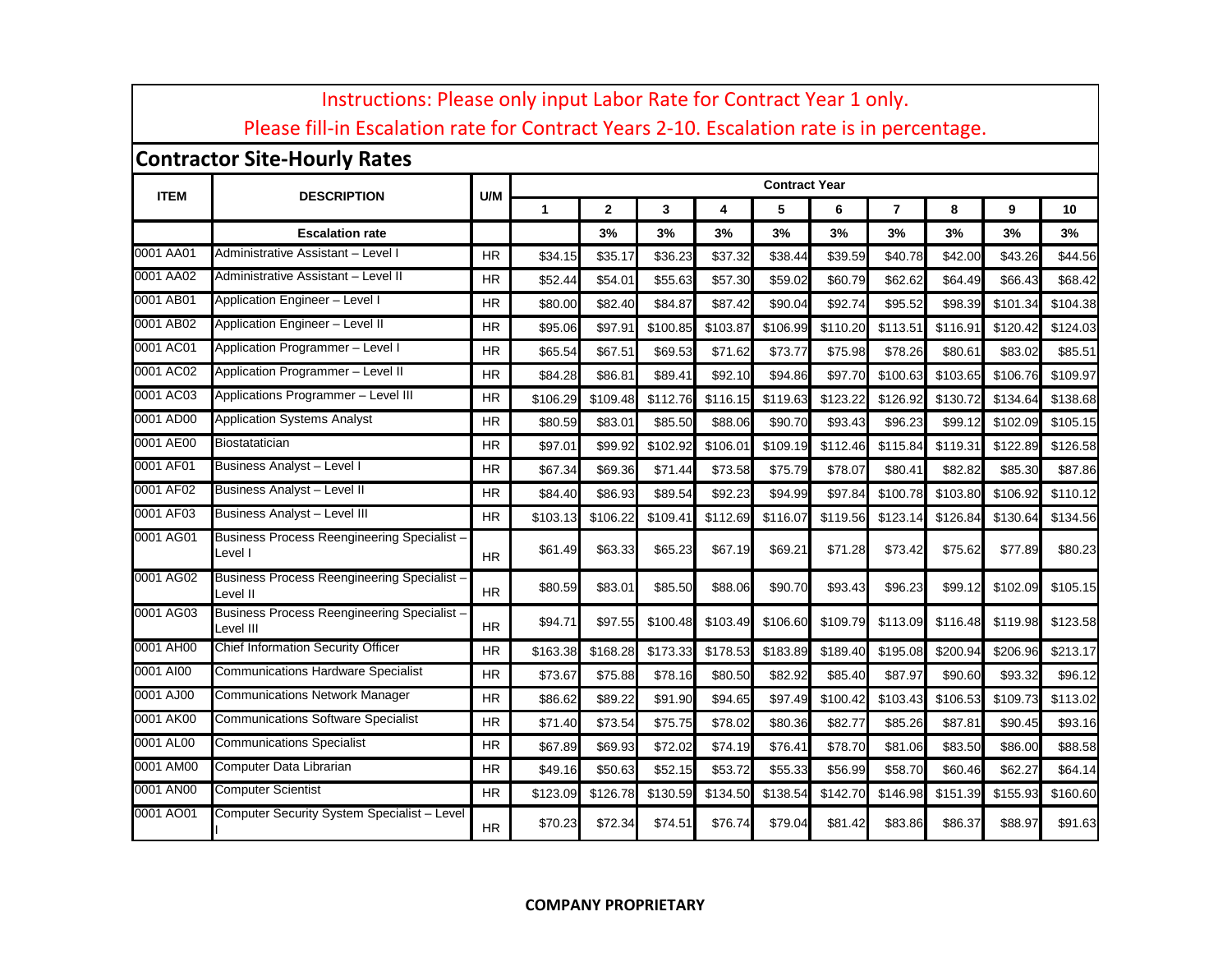Instructions: Please only input Labor Rate for Contract Year 1 only.

Please fill-in Escalation rate for Contract Years 2-10. Escalation rate is in percentage.

## Contractor Site-Hourly Rates

| ITEM | DESCRIPTION | U/M | Contract Year | | | | | | | | | |
|---|---|---|---|---|---|---|---|---|---|---|---|---|
| | | | 1 | 2 | 3 | 4 | 5 | 6 | 7 | 8 | 9 | 10 |
| | **Escalation rate** | | | 3% | 3% | 3% | 3% | 3% | 3% | 3% | 3% | 3% |
| 0001 AA01 | Administrative Assistant – Level I | HR | $34.15 | $35.17 | $36.23 | $37.32 | $38.44 | $39.59 | $40.78 | $42.00 | $43.26 | $44.56 |
| 0001 AA02 | Administrative Assistant – Level II | HR | $52.44 | $54.01 | $55.63 | $57.30 | $59.02 | $60.79 | $62.62 | $64.49 | $66.43 | $68.42 |
| 0001 AB01 | Application Engineer – Level I | HR | $80.00 | $82.40 | $84.87 | $87.42 | $90.04 | $92.74 | $95.52 | $98.39 | $101.34 | $104.38 |
| 0001 AB02 | Application Engineer – Level II | HR | $95.06 | $97.91 | $100.85 | $103.87 | $106.99 | $110.20 | $113.51 | $116.91 | $120.42 | $124.03 |
| 0001 AC01 | Application Programmer – Level I | HR | $65.54 | $67.51 | $69.53 | $71.62 | $73.77 | $75.98 | $78.26 | $80.61 | $83.02 | $85.51 |
| 0001 AC02 | Application Programmer – Level II | HR | $84.28 | $86.81 | $89.41 | $92.10 | $94.86 | $97.70 | $100.63 | $103.65 | $106.76 | $109.97 |
| 0001 AC03 | Applications Programmer – Level III | HR | $106.29 | $109.48 | $112.76 | $116.15 | $119.63 | $123.22 | $126.92 | $130.72 | $134.64 | $138.68 |
| 0001 AD00 | Application Systems Analyst | HR | $80.59 | $83.01 | $85.50 | $88.06 | $90.70 | $93.43 | $96.23 | $99.12 | $102.09 | $105.15 |
| 0001 AE00 | Biostatatician | HR | $97.01 | $99.92 | $102.92 | $106.01 | $109.19 | $112.46 | $115.84 | $119.31 | $122.89 | $126.58 |
| 0001 AF01 | Business Analyst – Level I | HR | $67.34 | $69.36 | $71.44 | $73.58 | $75.79 | $78.07 | $80.41 | $82.82 | $85.30 | $87.86 |
| 0001 AF02 | Business Analyst – Level II | HR | $84.40 | $86.93 | $89.54 | $92.23 | $94.99 | $97.84 | $100.78 | $103.80 | $106.92 | $110.12 |
| 0001 AF03 | Business Analyst – Level III | HR | $103.13 | $106.22 | $109.41 | $112.69 | $116.07 | $119.56 | $123.14 | $126.84 | $130.64 | $134.56 |
| 0001 AG01 | Business Process Reengineering Specialist – Level I | HR | $61.49 | $63.33 | $65.23 | $67.19 | $69.21 | $71.28 | $73.42 | $75.62 | $77.89 | $80.23 |
| 0001 AG02 | Business Process Reengineering Specialist – Level II | HR | $80.59 | $83.01 | $85.50 | $88.06 | $90.70 | $93.43 | $96.23 | $99.12 | $102.09 | $105.15 |
| 0001 AG03 | Business Process Reengineering Specialist – Level III | HR | $94.71 | $97.55 | $100.48 | $103.49 | $106.60 | $109.79 | $113.09 | $116.48 | $119.98 | $123.58 |
| 0001 AH00 | Chief Information Security Officer | HR | $163.38 | $168.28 | $173.33 | $178.53 | $183.89 | $189.40 | $195.08 | $200.94 | $206.96 | $213.17 |
| 0001 AI00 | Communications Hardware Specialist | HR | $73.67 | $75.88 | $78.16 | $80.50 | $82.92 | $85.40 | $87.97 | $90.60 | $93.32 | $96.12 |
| 0001 AJ00 | Communications Network Manager | HR | $86.62 | $89.22 | $91.90 | $94.65 | $97.49 | $100.42 | $103.43 | $106.53 | $109.73 | $113.02 |
| 0001 AK00 | Communications Software Specialist | HR | $71.40 | $73.54 | $75.75 | $78.02 | $80.36 | $82.77 | $85.26 | $87.81 | $90.45 | $93.16 |
| 0001 AL00 | Communications Specialist | HR | $67.89 | $69.93 | $72.02 | $74.19 | $76.41 | $78.70 | $81.06 | $83.50 | $86.00 | $88.58 |
| 0001 AM00 | Computer Data Librarian | HR | $49.16 | $50.63 | $52.15 | $53.72 | $55.33 | $56.99 | $58.70 | $60.46 | $62.27 | $64.14 |
| 0001 AN00 | Computer Scientist | HR | $123.09 | $126.78 | $130.59 | $134.50 | $138.54 | $142.70 | $146.98 | $151.39 | $155.93 | $160.60 |
| 0001 AO01 | Computer Security System Specialist – Level I | HR | $70.23 | $72.34 | $74.51 | $76.74 | $79.04 | $81.42 | $83.86 | $86.37 | $88.97 | $91.63 |

**COMPANY PROPRIETARY**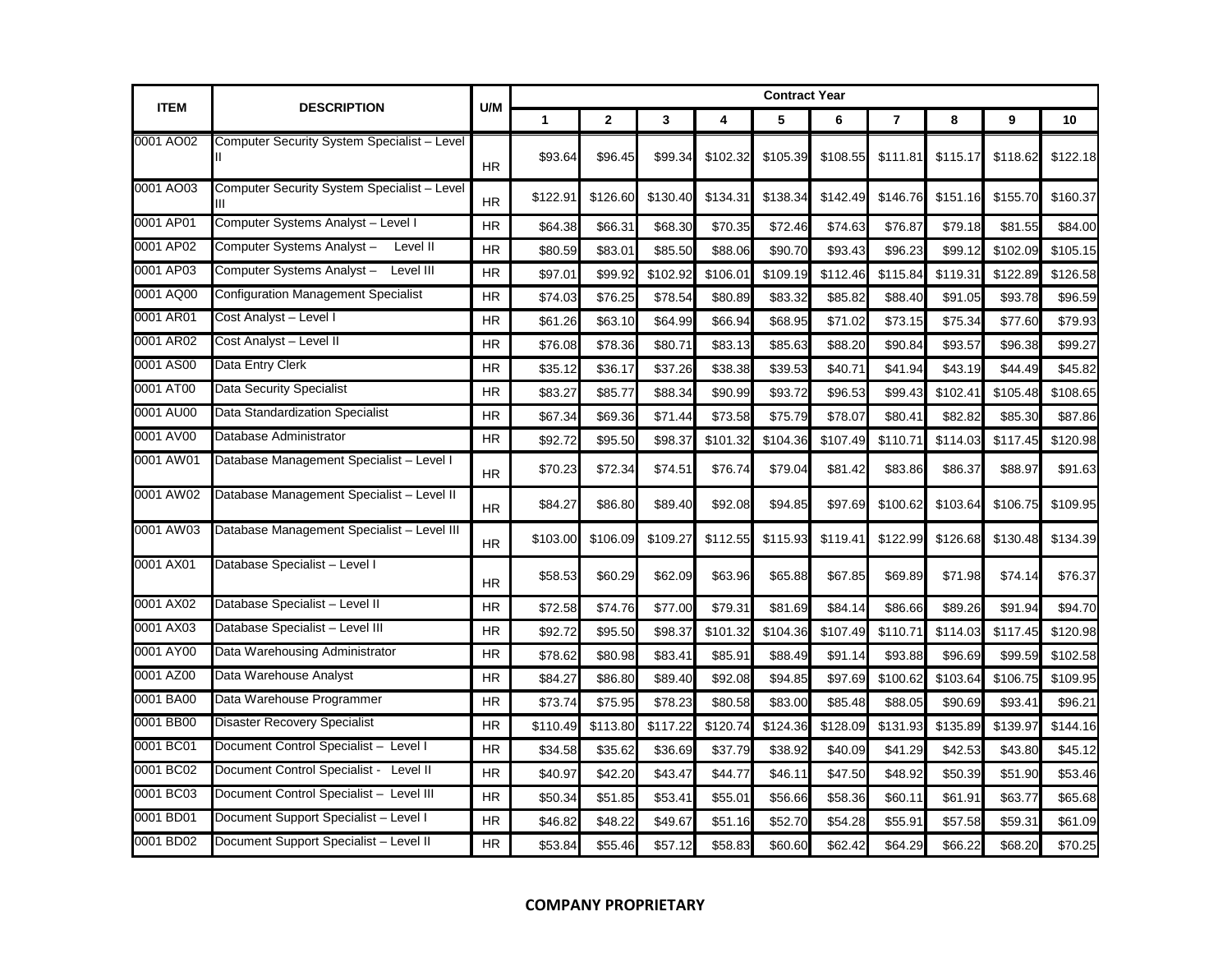| ITEM | DESCRIPTION | U/M | Contract Year | | | | | | | | | |
|---|---|---|---|---|---|---|---|---|---|---|---|---|
| | | | 1 | 2 | 3 | 4 | 5 | 6 | 7 | 8 | 9 | 10 |
| 0001 AO02 | Computer Security System Specialist – Level II | HR | $93.64 | $96.45 | $99.34 | $102.32 | $105.39 | $108.55 | $111.81 | $115.17 | $118.62 | $122.18 |
| 0001 AO03 | Computer Security System Specialist – Level III | HR | $122.91 | $126.60 | $130.40 | $134.31 | $138.34 | $142.49 | $146.76 | $151.16 | $155.70 | $160.37 |
| 0001 AP01 | Computer Systems Analyst – Level I | HR | $64.38 | $66.31 | $68.30 | $70.35 | $72.46 | $74.63 | $76.87 | $79.18 | $81.55 | $84.00 |
| 0001 AP02 | Computer Systems Analyst – Level II | HR | $80.59 | $83.01 | $85.50 | $88.06 | $90.70 | $93.43 | $96.23 | $99.12 | $102.09 | $105.15 |
| 0001 AP03 | Computer Systems Analyst – Level III | HR | $97.01 | $99.92 | $102.92 | $106.01 | $109.19 | $112.46 | $115.84 | $119.31 | $122.89 | $126.58 |
| 0001 AQ00 | Configuration Management Specialist | HR | $74.03 | $76.25 | $78.54 | $80.89 | $83.32 | $85.82 | $88.40 | $91.05 | $93.78 | $96.59 |
| 0001 AR01 | Cost Analyst – Level I | HR | $61.26 | $63.10 | $64.99 | $66.94 | $68.95 | $71.02 | $73.15 | $75.34 | $77.60 | $79.93 |
| 0001 AR02 | Cost Analyst – Level II | HR | $76.08 | $78.36 | $80.71 | $83.13 | $85.63 | $88.20 | $90.84 | $93.57 | $96.38 | $99.27 |
| 0001 AS00 | Data Entry Clerk | HR | $35.12 | $36.17 | $37.26 | $38.38 | $39.53 | $40.71 | $41.94 | $43.19 | $44.49 | $45.82 |
| 0001 AT00 | Data Security Specialist | HR | $83.27 | $85.77 | $88.34 | $90.99 | $93.72 | $96.53 | $99.43 | $102.41 | $105.48 | $108.65 |
| 0001 AU00 | Data Standardization Specialist | HR | $67.34 | $69.36 | $71.44 | $73.58 | $75.79 | $78.07 | $80.41 | $82.82 | $85.30 | $87.86 |
| 0001 AV00 | Database Administrator | HR | $92.72 | $95.50 | $98.37 | $101.32 | $104.36 | $107.49 | $110.71 | $114.03 | $117.45 | $120.98 |
| 0001 AW01 | Database Management Specialist – Level I | HR | $70.23 | $72.34 | $74.51 | $76.74 | $79.04 | $81.42 | $83.86 | $86.37 | $88.97 | $91.63 |
| 0001 AW02 | Database Management Specialist – Level II | HR | $84.27 | $86.80 | $89.40 | $92.08 | $94.85 | $97.69 | $100.62 | $103.64 | $106.75 | $109.95 |
| 0001 AW03 | Database Management Specialist – Level III | HR | $103.00 | $106.09 | $109.27 | $112.55 | $115.93 | $119.41 | $122.99 | $126.68 | $130.48 | $134.39 |
| 0001 AX01 | Database Specialist – Level I | HR | $58.53 | $60.29 | $62.09 | $63.96 | $65.88 | $67.85 | $69.89 | $71.98 | $74.14 | $76.37 |
| 0001 AX02 | Database Specialist – Level II | HR | $72.58 | $74.76 | $77.00 | $79.31 | $81.69 | $84.14 | $86.66 | $89.26 | $91.94 | $94.70 |
| 0001 AX03 | Database Specialist – Level III | HR | $92.72 | $95.50 | $98.37 | $101.32 | $104.36 | $107.49 | $110.71 | $114.03 | $117.45 | $120.98 |
| 0001 AY00 | Data Warehousing Administrator | HR | $78.62 | $80.98 | $83.41 | $85.91 | $88.49 | $91.14 | $93.88 | $96.69 | $99.59 | $102.58 |
| 0001 AZ00 | Data Warehouse Analyst | HR | $84.27 | $86.80 | $89.40 | $92.08 | $94.85 | $97.69 | $100.62 | $103.64 | $106.75 | $109.95 |
| 0001 BA00 | Data Warehouse Programmer | HR | $73.74 | $75.95 | $78.23 | $80.58 | $83.00 | $85.48 | $88.05 | $90.69 | $93.41 | $96.21 |
| 0001 BB00 | Disaster Recovery Specialist | HR | $110.49 | $113.80 | $117.22 | $120.74 | $124.36 | $128.09 | $131.93 | $135.89 | $139.97 | $144.16 |
| 0001 BC01 | Document Control Specialist – Level I | HR | $34.58 | $35.62 | $36.69 | $37.79 | $38.92 | $40.09 | $41.29 | $42.53 | $43.80 | $45.12 |
| 0001 BC02 | Document Control Specialist - Level II | HR | $40.97 | $42.20 | $43.47 | $44.77 | $46.11 | $47.50 | $48.92 | $50.39 | $51.90 | $53.46 |
| 0001 BC03 | Document Control Specialist – Level III | HR | $50.34 | $51.85 | $53.41 | $55.01 | $56.66 | $58.36 | $60.11 | $61.91 | $63.77 | $65.68 |
| 0001 BD01 | Document Support Specialist – Level I | HR | $46.82 | $48.22 | $49.67 | $51.16 | $52.70 | $54.28 | $55.91 | $57.58 | $59.31 | $61.09 |
| 0001 BD02 | Document Support Specialist – Level II | HR | $53.84 | $55.46 | $57.12 | $58.83 | $60.60 | $62.42 | $64.29 | $66.22 | $68.20 | $70.25 |

**COMPANY PROPRIETARY**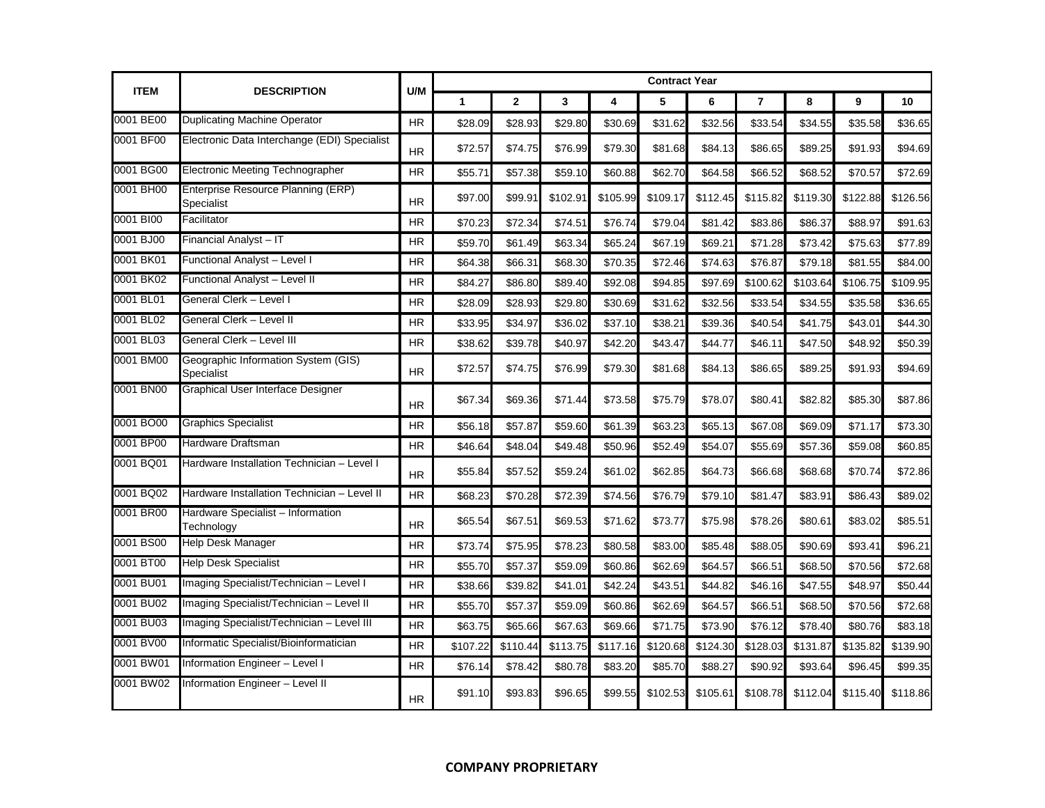| ITEM | DESCRIPTION | U/M | Contract Year | | | | | | | | | |
|---|---|---|---|---|---|---|---|---|---|---|---|---|
| | | | 1 | 2 | 3 | 4 | 5 | 6 | 7 | 8 | 9 | 10 |
| 0001 BE00 | Duplicating Machine Operator | HR | $28.09 | $28.93 | $29.80 | $30.69 | $31.62 | $32.56 | $33.54 | $34.55 | $35.58 | $36.65 |
| 0001 BF00 | Electronic Data Interchange (EDI) Specialist | HR | $72.57 | $74.75 | $76.99 | $79.30 | $81.68 | $84.13 | $86.65 | $89.25 | $91.93 | $94.69 |
| 0001 BG00 | Electronic Meeting Technographer | HR | $55.71 | $57.38 | $59.10 | $60.88 | $62.70 | $64.58 | $66.52 | $68.52 | $70.57 | $72.69 |
| 0001 BH00 | Enterprise Resource Planning (ERP) Specialist | HR | $97.00 | $99.91 | $102.91 | $105.99 | $109.17 | $112.45 | $115.82 | $119.30 | $122.88 | $126.56 |
| 0001 BI00 | Facilitator | HR | $70.23 | $72.34 | $74.51 | $76.74 | $79.04 | $81.42 | $83.86 | $86.37 | $88.97 | $91.63 |
| 0001 BJ00 | Financial Analyst – IT | HR | $59.70 | $61.49 | $63.34 | $65.24 | $67.19 | $69.21 | $71.28 | $73.42 | $75.63 | $77.89 |
| 0001 BK01 | Functional Analyst – Level I | HR | $64.38 | $66.31 | $68.30 | $70.35 | $72.46 | $74.63 | $76.87 | $79.18 | $81.55 | $84.00 |
| 0001 BK02 | Functional Analyst – Level II | HR | $84.27 | $86.80 | $89.40 | $92.08 | $94.85 | $97.69 | $100.62 | $103.64 | $106.75 | $109.95 |
| 0001 BL01 | General Clerk – Level I | HR | $28.09 | $28.93 | $29.80 | $30.69 | $31.62 | $32.56 | $33.54 | $34.55 | $35.58 | $36.65 |
| 0001 BL02 | General Clerk – Level II | HR | $33.95 | $34.97 | $36.02 | $37.10 | $38.21 | $39.36 | $40.54 | $41.75 | $43.01 | $44.30 |
| 0001 BL03 | General Clerk – Level III | HR | $38.62 | $39.78 | $40.97 | $42.20 | $43.47 | $44.77 | $46.11 | $47.50 | $48.92 | $50.39 |
| 0001 BM00 | Geographic Information System (GIS) Specialist | HR | $72.57 | $74.75 | $76.99 | $79.30 | $81.68 | $84.13 | $86.65 | $89.25 | $91.93 | $94.69 |
| 0001 BN00 | Graphical User Interface Designer | HR | $67.34 | $69.36 | $71.44 | $73.58 | $75.79 | $78.07 | $80.41 | $82.82 | $85.30 | $87.86 |
| 0001 BO00 | Graphics Specialist | HR | $56.18 | $57.87 | $59.60 | $61.39 | $63.23 | $65.13 | $67.08 | $69.09 | $71.17 | $73.30 |
| 0001 BP00 | Hardware Draftsman | HR | $46.64 | $48.04 | $49.48 | $50.96 | $52.49 | $54.07 | $55.69 | $57.36 | $59.08 | $60.85 |
| 0001 BQ01 | Hardware Installation Technician – Level I | HR | $55.84 | $57.52 | $59.24 | $61.02 | $62.85 | $64.73 | $66.68 | $68.68 | $70.74 | $72.86 |
| 0001 BQ02 | Hardware Installation Technician – Level II | HR | $68.23 | $70.28 | $72.39 | $74.56 | $76.79 | $79.10 | $81.47 | $83.91 | $86.43 | $89.02 |
| 0001 BR00 | Hardware Specialist – Information Technology | HR | $65.54 | $67.51 | $69.53 | $71.62 | $73.77 | $75.98 | $78.26 | $80.61 | $83.02 | $85.51 |
| 0001 BS00 | Help Desk Manager | HR | $73.74 | $75.95 | $78.23 | $80.58 | $83.00 | $85.48 | $88.05 | $90.69 | $93.41 | $96.21 |
| 0001 BT00 | Help Desk Specialist | HR | $55.70 | $57.37 | $59.09 | $60.86 | $62.69 | $64.57 | $66.51 | $68.50 | $70.56 | $72.68 |
| 0001 BU01 | Imaging Specialist/Technician – Level I | HR | $38.66 | $39.82 | $41.01 | $42.24 | $43.51 | $44.82 | $46.16 | $47.55 | $48.97 | $50.44 |
| 0001 BU02 | Imaging Specialist/Technician – Level II | HR | $55.70 | $57.37 | $59.09 | $60.86 | $62.69 | $64.57 | $66.51 | $68.50 | $70.56 | $72.68 |
| 0001 BU03 | Imaging Specialist/Technician – Level III | HR | $63.75 | $65.66 | $67.63 | $69.66 | $71.75 | $73.90 | $76.12 | $78.40 | $80.76 | $83.18 |
| 0001 BV00 | Informatic Specialist/Bioinformatician | HR | $107.22 | $110.44 | $113.75 | $117.16 | $120.68 | $124.30 | $128.03 | $131.87 | $135.82 | $139.90 |
| 0001 BW01 | Information Engineer – Level I | HR | $76.14 | $78.42 | $80.78 | $83.20 | $85.70 | $88.27 | $90.92 | $93.64 | $96.45 | $99.35 |
| 0001 BW02 | Information Engineer – Level II | HR | $91.10 | $93.83 | $96.65 | $99.55 | $102.53 | $105.61 | $108.78 | $112.04 | $115.40 | $118.86 |

**COMPANY PROPRIETARY**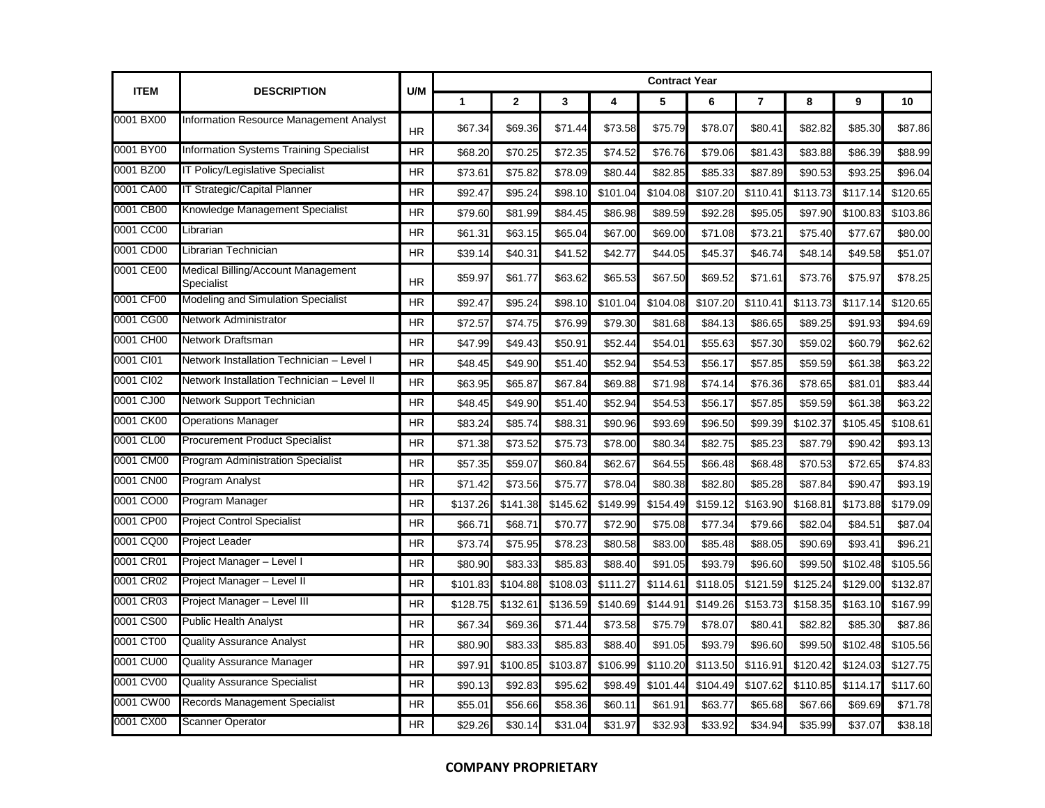| ITEM | DESCRIPTION | U/M | Contract Year | | | | | | | | | |
|---|---|---|---|---|---|---|---|---|---|---|---|---|
| | | | 1 | 2 | 3 | 4 | 5 | 6 | 7 | 8 | 9 | 10 |
| 0001 BX00 | Information Resource Management Analyst | HR | $67.34 | $69.36 | $71.44 | $73.58 | $75.79 | $78.07 | $80.41 | $82.82 | $85.30 | $87.86 |
| 0001 BY00 | Information Systems Training Specialist | HR | $68.20 | $70.25 | $72.35 | $74.52 | $76.76 | $79.06 | $81.43 | $83.88 | $86.39 | $88.99 |
| 0001 BZ00 | IT Policy/Legislative Specialist | HR | $73.61 | $75.82 | $78.09 | $80.44 | $82.85 | $85.33 | $87.89 | $90.53 | $93.25 | $96.04 |
| 0001 CA00 | IT Strategic/Capital Planner | HR | $92.47 | $95.24 | $98.10 | $101.04 | $104.08 | $107.20 | $110.41 | $113.73 | $117.14 | $120.65 |
| 0001 CB00 | Knowledge Management Specialist | HR | $79.60 | $81.99 | $84.45 | $86.98 | $89.59 | $92.28 | $95.05 | $97.90 | $100.83 | $103.86 |
| 0001 CC00 | Librarian | HR | $61.31 | $63.15 | $65.04 | $67.00 | $69.00 | $71.08 | $73.21 | $75.40 | $77.67 | $80.00 |
| 0001 CD00 | Librarian Technician | HR | $39.14 | $40.31 | $41.52 | $42.77 | $44.05 | $45.37 | $46.74 | $48.14 | $49.58 | $51.07 |
| 0001 CE00 | Medical Billing/Account Management Specialist | HR | $59.97 | $61.77 | $63.62 | $65.53 | $67.50 | $69.52 | $71.61 | $73.76 | $75.97 | $78.25 |
| 0001 CF00 | Modeling and Simulation Specialist | HR | $92.47 | $95.24 | $98.10 | $101.04 | $104.08 | $107.20 | $110.41 | $113.73 | $117.14 | $120.65 |
| 0001 CG00 | Network Administrator | HR | $72.57 | $74.75 | $76.99 | $79.30 | $81.68 | $84.13 | $86.65 | $89.25 | $91.93 | $94.69 |
| 0001 CH00 | Network Draftsman | HR | $47.99 | $49.43 | $50.91 | $52.44 | $54.01 | $55.63 | $57.30 | $59.02 | $60.79 | $62.62 |
| 0001 CI01 | Network Installation Technician – Level I | HR | $48.45 | $49.90 | $51.40 | $52.94 | $54.53 | $56.17 | $57.85 | $59.59 | $61.38 | $63.22 |
| 0001 CI02 | Network Installation Technician – Level II | HR | $63.95 | $65.87 | $67.84 | $69.88 | $71.98 | $74.14 | $76.36 | $78.65 | $81.01 | $83.44 |
| 0001 CJ00 | Network Support Technician | HR | $48.45 | $49.90 | $51.40 | $52.94 | $54.53 | $56.17 | $57.85 | $59.59 | $61.38 | $63.22 |
| 0001 CK00 | Operations Manager | HR | $83.24 | $85.74 | $88.31 | $90.96 | $93.69 | $96.50 | $99.39 | $102.37 | $105.45 | $108.61 |
| 0001 CL00 | Procurement Product Specialist | HR | $71.38 | $73.52 | $75.73 | $78.00 | $80.34 | $82.75 | $85.23 | $87.79 | $90.42 | $93.13 |
| 0001 CM00 | Program Administration Specialist | HR | $57.35 | $59.07 | $60.84 | $62.67 | $64.55 | $66.48 | $68.48 | $70.53 | $72.65 | $74.83 |
| 0001 CN00 | Program Analyst | HR | $71.42 | $73.56 | $75.77 | $78.04 | $80.38 | $82.80 | $85.28 | $87.84 | $90.47 | $93.19 |
| 0001 CO00 | Program Manager | HR | $137.26 | $141.38 | $145.62 | $149.99 | $154.49 | $159.12 | $163.90 | $168.81 | $173.88 | $179.09 |
| 0001 CP00 | Project Control Specialist | HR | $66.71 | $68.71 | $70.77 | $72.90 | $75.08 | $77.34 | $79.66 | $82.04 | $84.51 | $87.04 |
| 0001 CQ00 | Project Leader | HR | $73.74 | $75.95 | $78.23 | $80.58 | $83.00 | $85.48 | $88.05 | $90.69 | $93.41 | $96.21 |
| 0001 CR01 | Project Manager – Level I | HR | $80.90 | $83.33 | $85.83 | $88.40 | $91.05 | $93.79 | $96.60 | $99.50 | $102.48 | $105.56 |
| 0001 CR02 | Project Manager – Level II | HR | $101.83 | $104.88 | $108.03 | $111.27 | $114.61 | $118.05 | $121.59 | $125.24 | $129.00 | $132.87 |
| 0001 CR03 | Project Manager – Level III | HR | $128.75 | $132.61 | $136.59 | $140.69 | $144.91 | $149.26 | $153.73 | $158.35 | $163.10 | $167.99 |
| 0001 CS00 | Public Health Analyst | HR | $67.34 | $69.36 | $71.44 | $73.58 | $75.79 | $78.07 | $80.41 | $82.82 | $85.30 | $87.86 |
| 0001 CT00 | Quality Assurance Analyst | HR | $80.90 | $83.33 | $85.83 | $88.40 | $91.05 | $93.79 | $96.60 | $99.50 | $102.48 | $105.56 |
| 0001 CU00 | Quality Assurance Manager | HR | $97.91 | $100.85 | $103.87 | $106.99 | $110.20 | $113.50 | $116.91 | $120.42 | $124.03 | $127.75 |
| 0001 CV00 | Quality Assurance Specialist | HR | $90.13 | $92.83 | $95.62 | $98.49 | $101.44 | $104.49 | $107.62 | $110.85 | $114.17 | $117.60 |
| 0001 CW00 | Records Management Specialist | HR | $55.01 | $56.66 | $58.36 | $60.11 | $61.91 | $63.77 | $65.68 | $67.66 | $69.69 | $71.78 |
| 0001 CX00 | Scanner Operator | HR | $29.26 | $30.14 | $31.04 | $31.97 | $32.93 | $33.92 | $34.94 | $35.99 | $37.07 | $38.18 |

**COMPANY PROPRIETARY**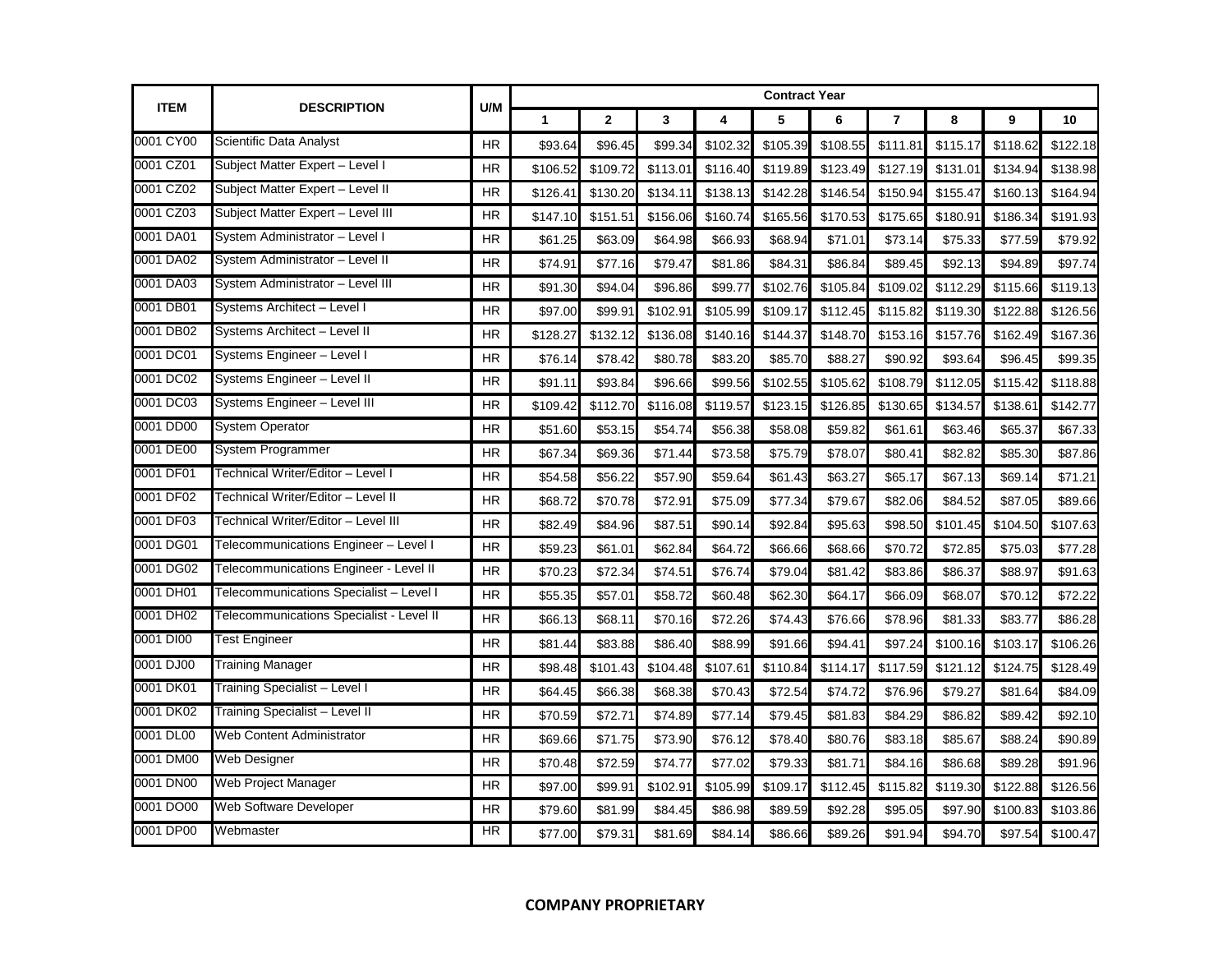| ITEM | DESCRIPTION | U/M | Contract Year | | | | | | | | | |
|---|---|---|---|---|---|---|---|---|---|---|---|---|
| | | | 1 | 2 | 3 | 4 | 5 | 6 | 7 | 8 | 9 | 10 |
| 0001 CY00 | Scientific Data Analyst | HR | $93.64 | $96.45 | $99.34 | $102.32 | $105.39 | $108.55 | $111.81 | $115.17 | $118.62 | $122.18 |
| 0001 CZ01 | Subject Matter Expert – Level I | HR | $106.52 | $109.72 | $113.01 | $116.40 | $119.89 | $123.49 | $127.19 | $131.01 | $134.94 | $138.98 |
| 0001 CZ02 | Subject Matter Expert – Level II | HR | $126.41 | $130.20 | $134.11 | $138.13 | $142.28 | $146.54 | $150.94 | $155.47 | $160.13 | $164.94 |
| 0001 CZ03 | Subject Matter Expert – Level III | HR | $147.10 | $151.51 | $156.06 | $160.74 | $165.56 | $170.53 | $175.65 | $180.91 | $186.34 | $191.93 |
| 0001 DA01 | System Administrator – Level I | HR | $61.25 | $63.09 | $64.98 | $66.93 | $68.94 | $71.01 | $73.14 | $75.33 | $77.59 | $79.92 |
| 0001 DA02 | System Administrator – Level II | HR | $74.91 | $77.16 | $79.47 | $81.86 | $84.31 | $86.84 | $89.45 | $92.13 | $94.89 | $97.74 |
| 0001 DA03 | System Administrator – Level III | HR | $91.30 | $94.04 | $96.86 | $99.77 | $102.76 | $105.84 | $109.02 | $112.29 | $115.66 | $119.13 |
| 0001 DB01 | Systems Architect – Level I | HR | $97.00 | $99.91 | $102.91 | $105.99 | $109.17 | $112.45 | $115.82 | $119.30 | $122.88 | $126.56 |
| 0001 DB02 | Systems Architect – Level II | HR | $128.27 | $132.12 | $136.08 | $140.16 | $144.37 | $148.70 | $153.16 | $157.76 | $162.49 | $167.36 |
| 0001 DC01 | Systems Engineer – Level I | HR | $76.14 | $78.42 | $80.78 | $83.20 | $85.70 | $88.27 | $90.92 | $93.64 | $96.45 | $99.35 |
| 0001 DC02 | Systems Engineer – Level II | HR | $91.11 | $93.84 | $96.66 | $99.56 | $102.55 | $105.62 | $108.79 | $112.05 | $115.42 | $118.88 |
| 0001 DC03 | Systems Engineer – Level III | HR | $109.42 | $112.70 | $116.08 | $119.57 | $123.15 | $126.85 | $130.65 | $134.57 | $138.61 | $142.77 |
| 0001 DD00 | System Operator | HR | $51.60 | $53.15 | $54.74 | $56.38 | $58.08 | $59.82 | $61.61 | $63.46 | $65.37 | $67.33 |
| 0001 DE00 | System Programmer | HR | $67.34 | $69.36 | $71.44 | $73.58 | $75.79 | $78.07 | $80.41 | $82.82 | $85.30 | $87.86 |
| 0001 DF01 | Technical Writer/Editor – Level I | HR | $54.58 | $56.22 | $57.90 | $59.64 | $61.43 | $63.27 | $65.17 | $67.13 | $69.14 | $71.21 |
| 0001 DF02 | Technical Writer/Editor – Level II | HR | $68.72 | $70.78 | $72.91 | $75.09 | $77.34 | $79.67 | $82.06 | $84.52 | $87.05 | $89.66 |
| 0001 DF03 | Technical Writer/Editor – Level III | HR | $82.49 | $84.96 | $87.51 | $90.14 | $92.84 | $95.63 | $98.50 | $101.45 | $104.50 | $107.63 |
| 0001 DG01 | Telecommunications Engineer – Level I | HR | $59.23 | $61.01 | $62.84 | $64.72 | $66.66 | $68.66 | $70.72 | $72.85 | $75.03 | $77.28 |
| 0001 DG02 | Telecommunications Engineer - Level II | HR | $70.23 | $72.34 | $74.51 | $76.74 | $79.04 | $81.42 | $83.86 | $86.37 | $88.97 | $91.63 |
| 0001 DH01 | Telecommunications Specialist – Level I | HR | $55.35 | $57.01 | $58.72 | $60.48 | $62.30 | $64.17 | $66.09 | $68.07 | $70.12 | $72.22 |
| 0001 DH02 | Telecommunications Specialist - Level II | HR | $66.13 | $68.11 | $70.16 | $72.26 | $74.43 | $76.66 | $78.96 | $81.33 | $83.77 | $86.28 |
| 0001 DI00 | Test Engineer | HR | $81.44 | $83.88 | $86.40 | $88.99 | $91.66 | $94.41 | $97.24 | $100.16 | $103.17 | $106.26 |
| 0001 DJ00 | Training Manager | HR | $98.48 | $101.43 | $104.48 | $107.61 | $110.84 | $114.17 | $117.59 | $121.12 | $124.75 | $128.49 |
| 0001 DK01 | Training Specialist – Level I | HR | $64.45 | $66.38 | $68.38 | $70.43 | $72.54 | $74.72 | $76.96 | $79.27 | $81.64 | $84.09 |
| 0001 DK02 | Training Specialist – Level II | HR | $70.59 | $72.71 | $74.89 | $77.14 | $79.45 | $81.83 | $84.29 | $86.82 | $89.42 | $92.10 |
| 0001 DL00 | Web Content Administrator | HR | $69.66 | $71.75 | $73.90 | $76.12 | $78.40 | $80.76 | $83.18 | $85.67 | $88.24 | $90.89 |
| 0001 DM00 | Web Designer | HR | $70.48 | $72.59 | $74.77 | $77.02 | $79.33 | $81.71 | $84.16 | $86.68 | $89.28 | $91.96 |
| 0001 DN00 | Web Project Manager | HR | $97.00 | $99.91 | $102.91 | $105.99 | $109.17 | $112.45 | $115.82 | $119.30 | $122.88 | $126.56 |
| 0001 DO00 | Web Software Developer | HR | $79.60 | $81.99 | $84.45 | $86.98 | $89.59 | $92.28 | $95.05 | $97.90 | $100.83 | $103.86 |
| 0001 DP00 | Webmaster | HR | $77.00 | $79.31 | $81.69 | $84.14 | $86.66 | $89.26 | $91.94 | $94.70 | $97.54 | $100.47 |

**COMPANY PROPRIETARY**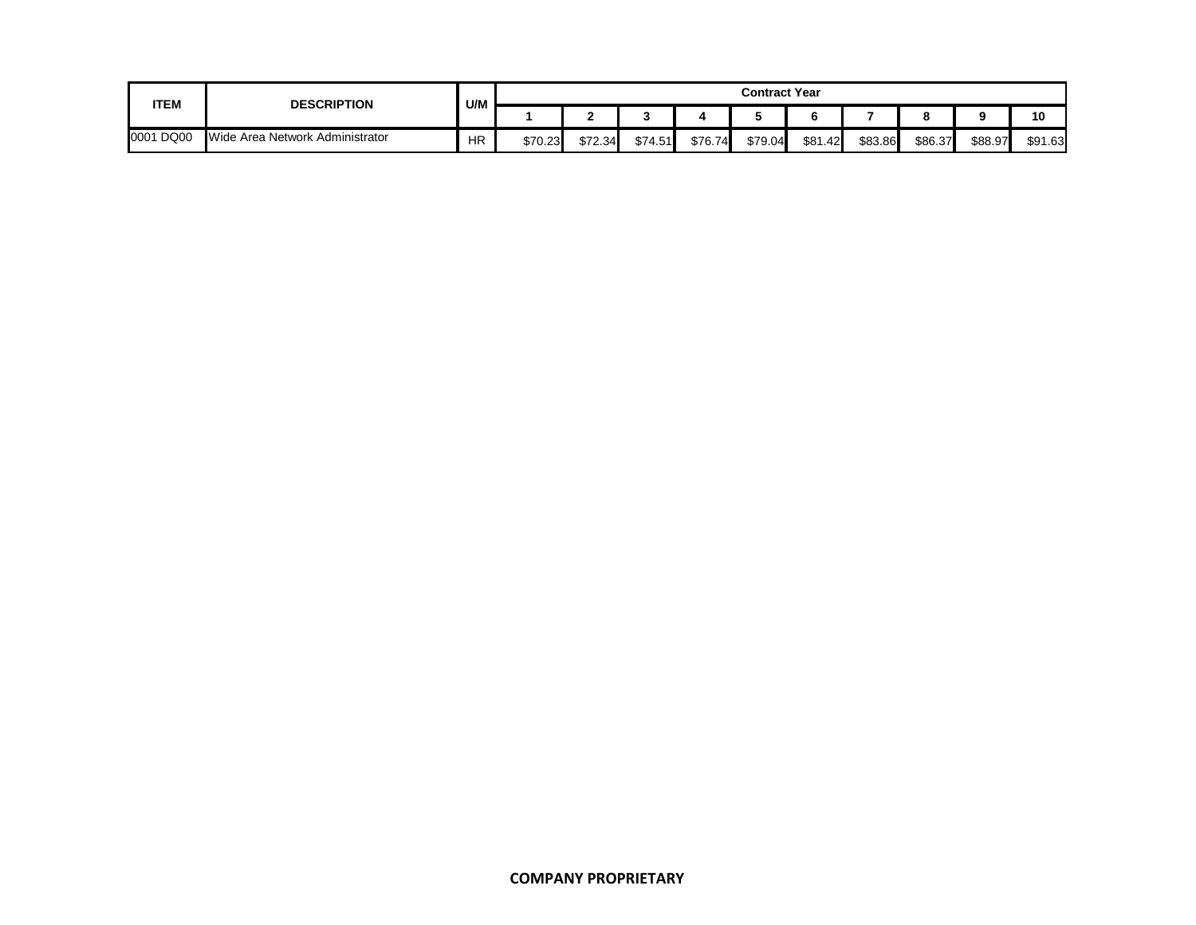| ITEM | DESCRIPTION | U/M | Contract Year | | | | | | | | | |
|---|---|---|---|---|---|---|---|---|---|---|---|---|
| | | | 1 | 2 | 3 | 4 | 5 | 6 | 7 | 8 | 9 | 10 |
| 0001 DQ00 | Wide Area Network Administrator | HR | $70.23 | $72.34 | $74.51 | $76.74 | $79.04 | $81.42 | $83.86 | $86.37 | $88.97 | $91.63 |

**COMPANY PROPRIETARY**